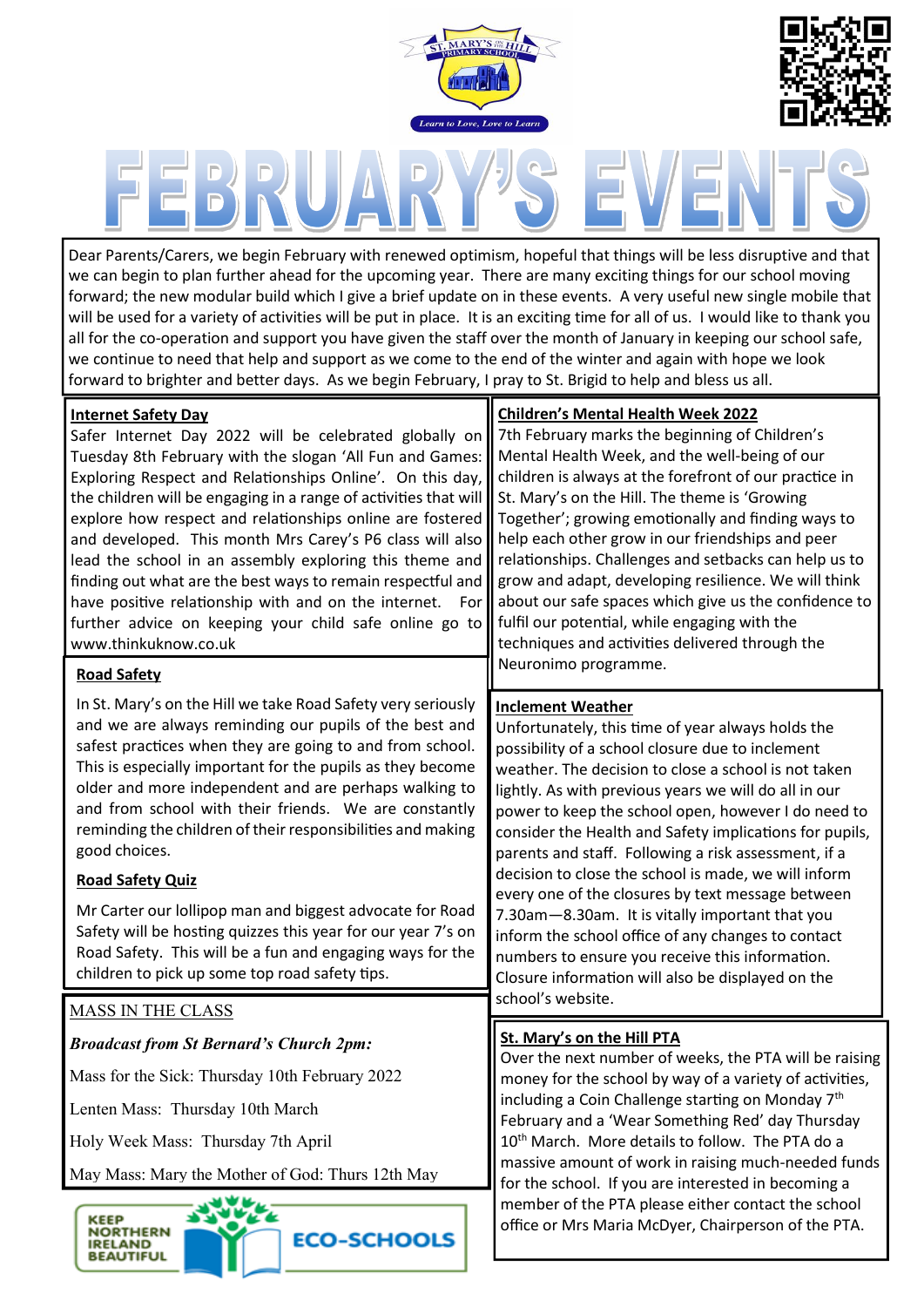# FEBRUARY'S EVENTS

Dear Parents/Carers, we begin February with renewed optimism, hopeful that things will be less disruptive and that we can begin to plan further ahead for the upcoming year. There are many exciting things for our school moving forward; the new modular build which I give a brief update on in these events. A very useful new single mobile that will be used for a variety of activities will be put in place. It is an exciting time for all of us. I would like to thank you all for the co-operation and support you have given the staff over the month of January in keeping our school safe, we continue to need that help and support as we come to the end of the winter and again with hope we look forward to brighter and better days. As we begin February, I pray to St. Brigid to help and bless us all.

## Internet Safety Day

Safer Internet Day 2022 will be celebrated globally on Tuesday 8th February with the slogan 'All Fun and Games: Exploring Respect and Relationships Online'. On this day, the children will be engaging in a range of activities that will explore how respect and relationships online are fostered and developed. This month Mrs Carey's P6 class will also lead the school in an assembly exploring this theme and finding out what are the best ways to remain respectful and have positive relationship with and on the internet. For further advice on keeping your child safe online go to www.thinkuknow.co.uk

## Road Safety

In St. Mary's on the Hill we take Road Safety very seriously and we are always reminding our pupils of the best and safest practices when they are going to and from school. This is especially important for the pupils as they become older and more independent and are perhaps walking to and from school with their friends. We are constantly reminding the children of their responsibilities and making good choices.

## Road Safety Quiz

Mr Carter our lollipop man and biggest advocate for Road Safety will be hosting quizzes this year for our year 7's on Road Safety. This will be a fun and engaging ways for the children to pick up some top road safety tips.

## MASS IN THE CLASS

***Broadcast from St Bernard's Church 2pm:***

Mass for the Sick: Thursday 10th February 2022

Lenten Mass: Thursday 10th March

Holy Week Mass: Thursday 7th April

May Mass: Mary the Mother of God: Thurs 12th May

KEEP NORTHERN IRELAND BEAUTIFUL — ECO-SCHOOLS

## Children's Mental Health Week 2022

7th February marks the beginning of Children's Mental Health Week, and the well-being of our children is always at the forefront of our practice in St. Mary's on the Hill. The theme is 'Growing Together'; growing emotionally and finding ways to help each other grow in our friendships and peer relationships. Challenges and setbacks can help us to grow and adapt, developing resilience. We will think about our safe spaces which give us the confidence to fulfil our potential, while engaging with the techniques and activities delivered through the Neuronimo programme.

## Inclement Weather

Unfortunately, this time of year always holds the possibility of a school closure due to inclement weather. The decision to close a school is not taken lightly. As with previous years we will do all in our power to keep the school open, however I do need to consider the Health and Safety implications for pupils, parents and staff. Following a risk assessment, if a decision to close the school is made, we will inform every one of the closures by text message between 7.30am—8.30am. It is vitally important that you inform the school office of any changes to contact numbers to ensure you receive this information. Closure information will also be displayed on the school's website.

## St. Mary's on the Hill PTA

Over the next number of weeks, the PTA will be raising money for the school by way of a variety of activities, including a Coin Challenge starting on Monday 7th February and a 'Wear Something Red' day Thursday 10th March. More details to follow. The PTA do a massive amount of work in raising much-needed funds for the school. If you are interested in becoming a member of the PTA please either contact the school office or Mrs Maria McDyer, Chairperson of the PTA.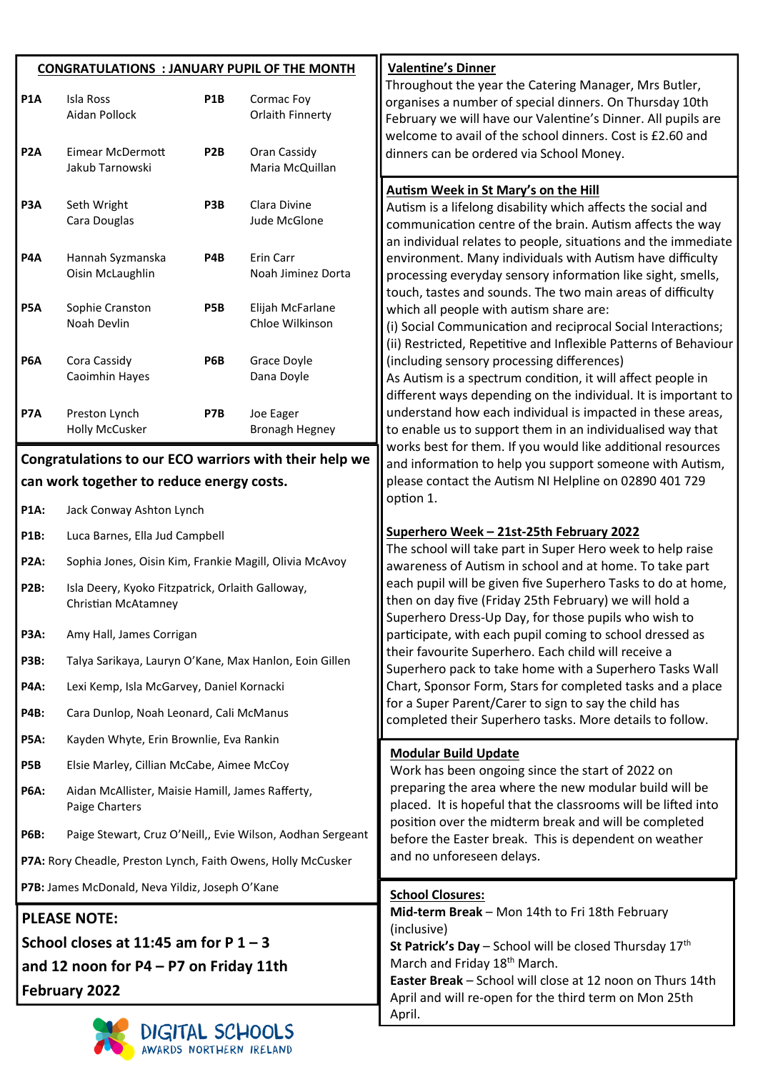## CONGRATULATIONS : JANUARY PUPIL OF THE MONTH

| | | | |
|---|---|---|---|
| **P1A** | Isla Ross<br>Aidan Pollock | **P1B** | Cormac Foy<br>Orlaith Finnerty |
| **P2A** | Eimear McDermott<br>Jakub Tarnowski | **P2B** | Oran Cassidy<br>Maria McQuillan |
| **P3A** | Seth Wright<br>Cara Douglas | **P3B** | Clara Divine<br>Jude McGlone |
| **P4A** | Hannah Syzmanska<br>Oisin McLaughlin | **P4B** | Erin Carr<br>Noah Jiminez Dorta |
| **P5A** | Sophie Cranston<br>Noah Devlin | **P5B** | Elijah McFarlane<br>Chloe Wilkinson |
| **P6A** | Cora Cassidy<br>Caoimhin Hayes | **P6B** | Grace Doyle<br>Dana Doyle |
| **P7A** | Preston Lynch<br>Holly McCusker | **P7B** | Joe Eager<br>Bronagh Hegney |

**Congratulations to our ECO warriors with their help we can work together to reduce energy costs.**

**P1A:** Jack Conway Ashton Lynch

**P1B:** Luca Barnes, Ella Jud Campbell

**P2A:** Sophia Jones, Oisin Kim, Frankie Magill, Olivia McAvoy

**P2B:** Isla Deery, Kyoko Fitzpatrick, Orlaith Galloway, Christian McAtamney

**P3A:** Amy Hall, James Corrigan

**P3B:** Talya Sarikaya, Lauryn O'Kane, Max Hanlon, Eoin Gillen

**P4A:** Lexi Kemp, Isla McGarvey, Daniel Kornacki

**P4B:** Cara Dunlop, Noah Leonard, Cali McManus

**P5A:** Kayden Whyte, Erin Brownlie, Eva Rankin

**P5B** Elsie Marley, Cillian McCabe, Aimee McCoy

**P6A:** Aidan McAllister, Maisie Hamill, James Rafferty, Paige Charters

**P6B:** Paige Stewart, Cruz O'Neill,, Evie Wilson, Aodhan Sergeant

**P7A:** Rory Cheadle, Preston Lynch, Faith Owens, Holly McCusker

**P7B:** James McDonald, Neva Yildiz, Joseph O'Kane

**PLEASE NOTE:**
**School closes at 11:45 am for P 1 – 3 and 12 noon for P4 – P7 on Friday 11th February 2022**

DIGITAL SCHOOLS AWARDS NORTHERN IRELAND

## Valentine's Dinner

Throughout the year the Catering Manager, Mrs Butler, organises a number of special dinners. On Thursday 10th February we will have our Valentine's Dinner. All pupils are welcome to avail of the school dinners. Cost is £2.60 and dinners can be ordered via School Money.

## Autism Week in St Mary's on the Hill

Autism is a lifelong disability which affects the social and communication centre of the brain. Autism affects the way an individual relates to people, situations and the immediate environment. Many individuals with Autism have difficulty processing everyday sensory information like sight, smells, touch, tastes and sounds. The two main areas of difficulty which all people with autism share are:
(i) Social Communication and reciprocal Social Interactions;
(ii) Restricted, Repetitive and Inflexible Patterns of Behaviour (including sensory processing differences)
As Autism is a spectrum condition, it will affect people in different ways depending on the individual. It is important to understand how each individual is impacted in these areas, to enable us to support them in an individualised way that works best for them. If you would like additional resources and information to help you support someone with Autism, please contact the Autism NI Helpline on 02890 401 729 option 1.

## Superhero Week – 21st-25th February 2022

The school will take part in Super Hero week to help raise awareness of Autism in school and at home. To take part each pupil will be given five Superhero Tasks to do at home, then on day five (Friday 25th February) we will hold a Superhero Dress-Up Day, for those pupils who wish to participate, with each pupil coming to school dressed as their favourite Superhero. Each child will receive a Superhero pack to take home with a Superhero Tasks Wall Chart, Sponsor Form, Stars for completed tasks and a place for a Super Parent/Carer to sign to say the child has completed their Superhero tasks. More details to follow.

## Modular Build Update

Work has been ongoing since the start of 2022 on preparing the area where the new modular build will be placed. It is hopeful that the classrooms will be lifted into position over the midterm break and will be completed before the Easter break. This is dependent on weather and no unforeseen delays.

## School Closures:

**Mid-term Break** – Mon 14th to Fri 18th February (inclusive)
**St Patrick's Day** – School will be closed Thursday 17th March and Friday 18th March.
**Easter Break** – School will close at 12 noon on Thurs 14th April and will re-open for the third term on Mon 25th April.